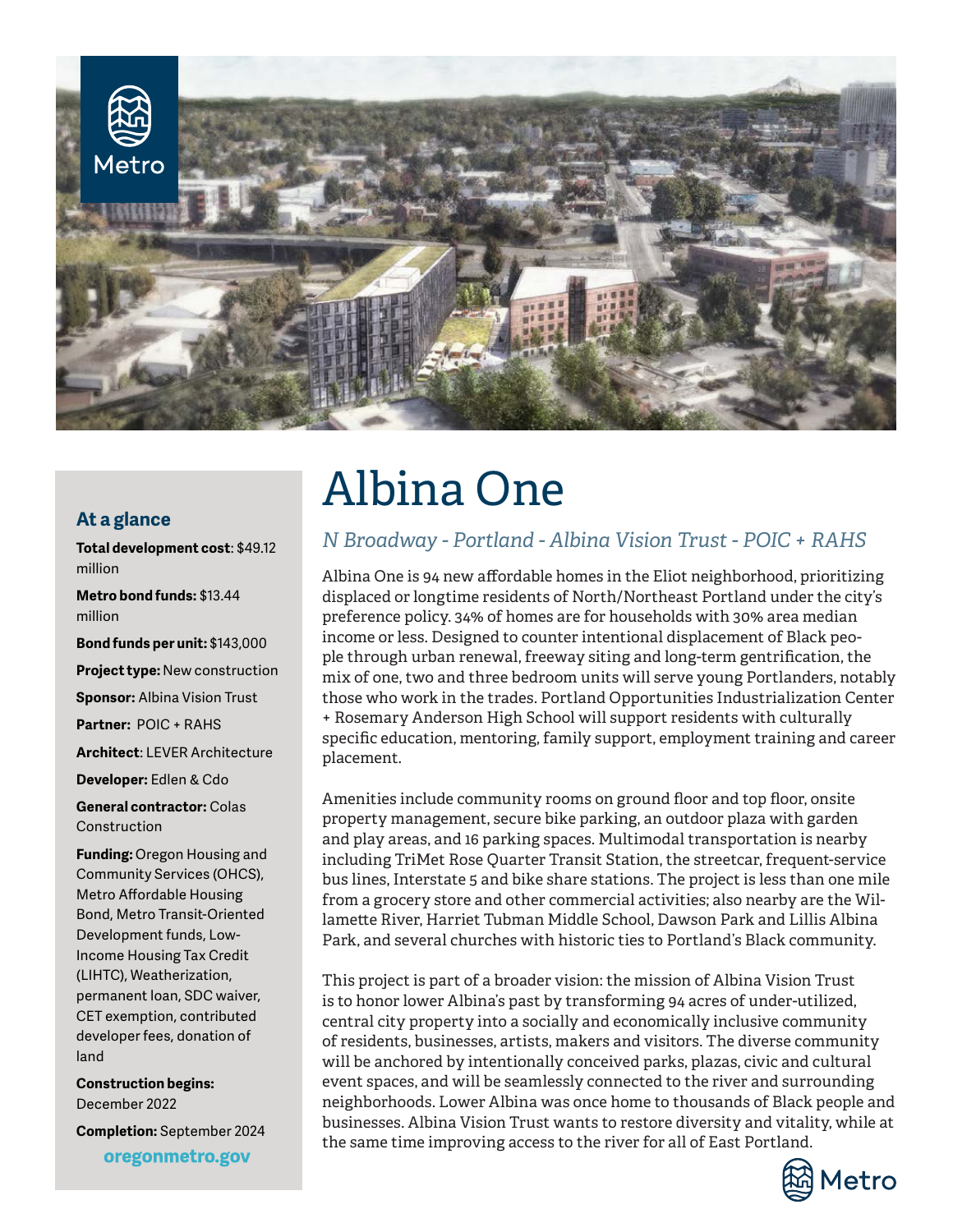# Albina One

*N Broadway - Portland - Albina Vision Trust - POIC + RAHS*

Albina One is 94 new affordable homes in the Eliot neighborhood, prioritizing displaced or longtime residents of North/Northeast Portland under the city's preference policy. 34% of homes are for households with 30% area median income or less. Designed to counter intentional displacement of Black people through urban renewal, freeway siting and long-term gentrification, the mix of one, two and three bedroom units will serve young Portlanders, notably those who work in the trades. Portland Opportunities Industrialization Center + Rosemary Anderson High School will support residents with culturally specific education, mentoring, family support, employment training and career placement.

Amenities include community rooms on ground floor and top floor, onsite property management, secure bike parking, an outdoor plaza with garden and play areas, and 16 parking spaces. Multimodal transportation is nearby including TriMet Rose Quarter Transit Station, the streetcar, frequent-service bus lines, Interstate 5 and bike share stations. The project is less than one mile from a grocery store and other commercial activities; also nearby are the Willamette River, Harriet Tubman Middle School, Dawson Park and Lillis Albina Park, and several churches with historic ties to Portland's Black community.

This project is part of a broader vision: the mission of Albina Vision Trust is to honor lower Albina's past by transforming 94 acres of under-utilized, central city property into a socially and economically inclusive community of residents, businesses, artists, makers and visitors. The diverse community will be anchored by intentionally conceived parks, plazas, civic and cultural event spaces, and will be seamlessly connected to the river and surrounding neighborhoods. Lower Albina was once home to thousands of Black people and businesses. Albina Vision Trust wants to restore diversity and vitality, while at the same time improving access to the river for all of East Portland.

## At a glance

**Total development cost**: $49.12 million

**Metro bond funds:** $13.44 million

**Bond funds per unit:** $143,000

**Project type:** New construction

**Sponsor:** Albina Vision Trust

**Partner:** POIC + RAHS

**Architect**: LEVER Architecture

**Developer:** Edlen & Cdo

**General contractor:** Colas Construction

**Funding:** Oregon Housing and Community Services (OHCS), Metro Affordable Housing Bond, Metro Transit-Oriented Development funds, Low-Income Housing Tax Credit (LIHTC), Weatherization, permanent loan, SDC waiver, CET exemption, contributed developer fees, donation of land

**Construction begins:** December 2022

**Completion:** September 2024

**oregonmetro.gov**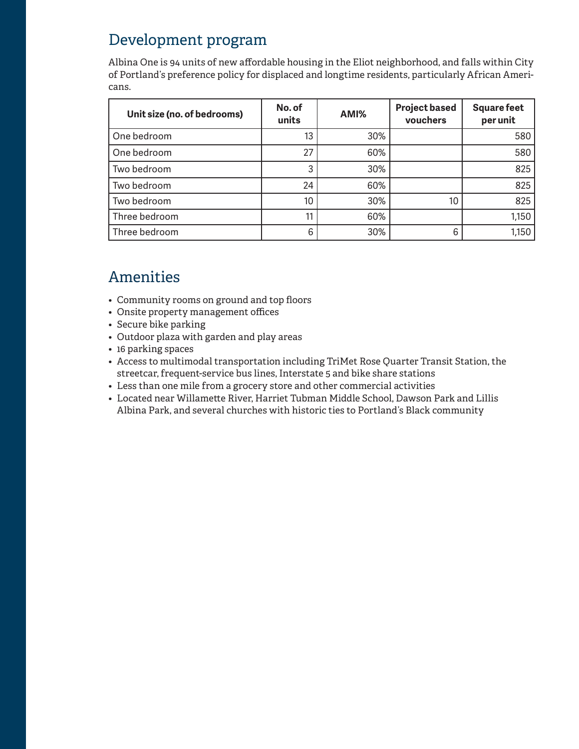## Development program

Albina One is 94 units of new affordable housing in the Eliot neighborhood, and falls within City of Portland's preference policy for displaced and longtime residents, particularly African Americans.

| Unit size (no. of bedrooms) | No. of units | AMI% | Project based vouchers | Square feet per unit |
|---|---|---|---|---|
| One bedroom | 13 | 30% | | 580 |
| One bedroom | 27 | 60% | | 580 |
| Two bedroom | 3 | 30% | | 825 |
| Two bedroom | 24 | 60% | | 825 |
| Two bedroom | 10 | 30% | 10 | 825 |
| Three bedroom | 11 | 60% | | 1,150 |
| Three bedroom | 6 | 30% | 6 | 1,150 |

## Amenities

- Community rooms on ground and top floors
- Onsite property management offices
- Secure bike parking
- Outdoor plaza with garden and play areas
- 16 parking spaces
- Access to multimodal transportation including TriMet Rose Quarter Transit Station, the streetcar, frequent-service bus lines, Interstate 5 and bike share stations
- Less than one mile from a grocery store and other commercial activities
- Located near Willamette River, Harriet Tubman Middle School, Dawson Park and Lillis Albina Park, and several churches with historic ties to Portland's Black community